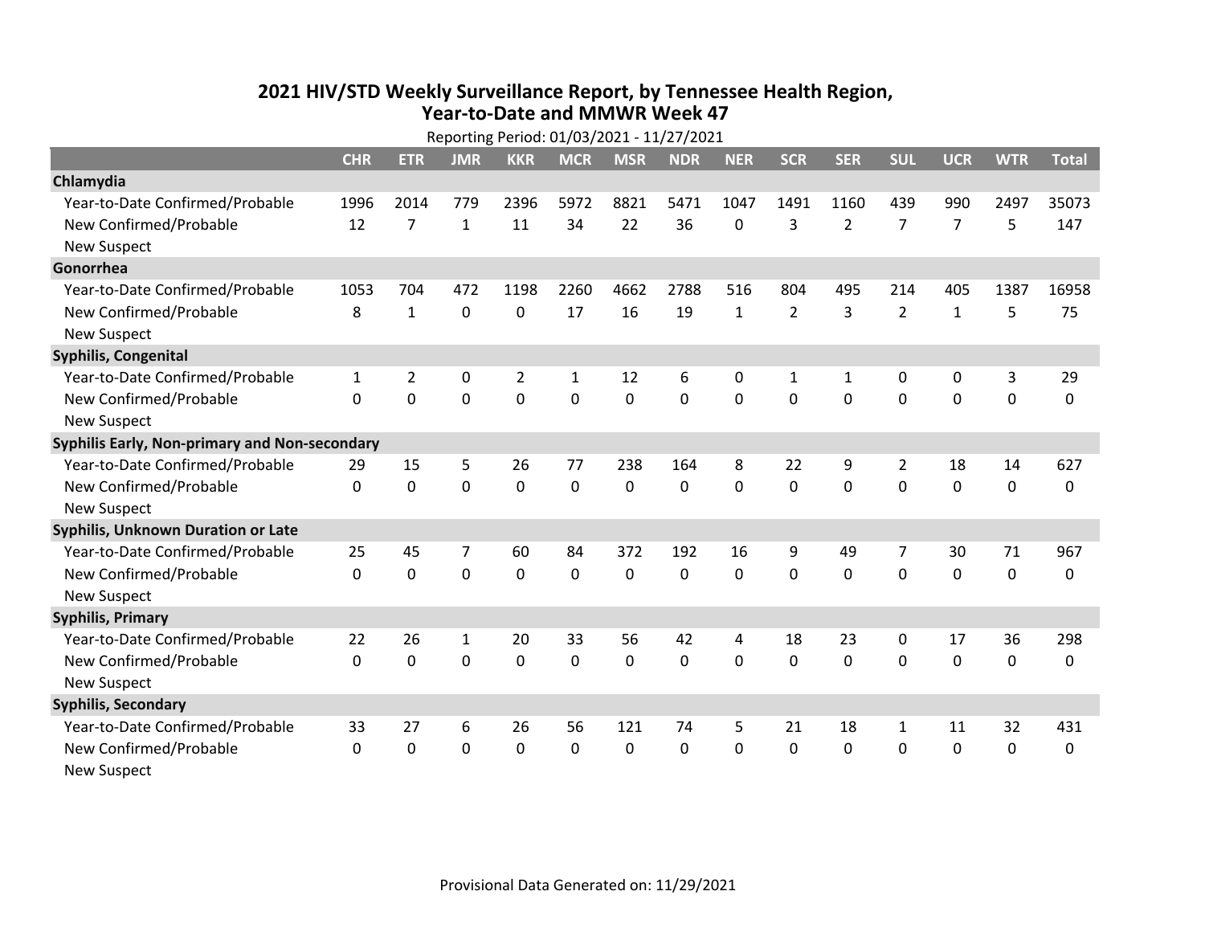# 2021 HIV/STD Weekly Surveillance Report, by Tennessee Health Region, Year-to-Date and MMWR Week 47

Reporting Period: 01/03/2021 - 11/27/2021

| | CHR | ETR | JMR | KKR | MCR | MSR | NDR | NER | SCR | SER | SUL | UCR | WTR | Total |
|---|---|---|---|---|---|---|---|---|---|---|---|---|---|---|
| **Chlamydia** | | | | | | | | | | | | | | |
| Year-to-Date Confirmed/Probable | 1996 | 2014 | 779 | 2396 | 5972 | 8821 | 5471 | 1047 | 1491 | 1160 | 439 | 990 | 2497 | 35073 |
| New Confirmed/Probable | 12 | 7 | 1 | 11 | 34 | 22 | 36 | 0 | 3 | 2 | 7 | 7 | 5 | 147 |
| New Suspect | | | | | | | | | | | | | | |
| **Gonorrhea** | | | | | | | | | | | | | | |
| Year-to-Date Confirmed/Probable | 1053 | 704 | 472 | 1198 | 2260 | 4662 | 2788 | 516 | 804 | 495 | 214 | 405 | 1387 | 16958 |
| New Confirmed/Probable | 8 | 1 | 0 | 0 | 17 | 16 | 19 | 1 | 2 | 3 | 2 | 1 | 5 | 75 |
| New Suspect | | | | | | | | | | | | | | |
| **Syphilis, Congenital** | | | | | | | | | | | | | | |
| Year-to-Date Confirmed/Probable | 1 | 2 | 0 | 2 | 1 | 12 | 6 | 0 | 1 | 1 | 0 | 0 | 3 | 29 |
| New Confirmed/Probable | 0 | 0 | 0 | 0 | 0 | 0 | 0 | 0 | 0 | 0 | 0 | 0 | 0 | 0 |
| New Suspect | | | | | | | | | | | | | | |
| **Syphilis Early, Non-primary and Non-secondary** | | | | | | | | | | | | | | |
| Year-to-Date Confirmed/Probable | 29 | 15 | 5 | 26 | 77 | 238 | 164 | 8 | 22 | 9 | 2 | 18 | 14 | 627 |
| New Confirmed/Probable | 0 | 0 | 0 | 0 | 0 | 0 | 0 | 0 | 0 | 0 | 0 | 0 | 0 | 0 |
| New Suspect | | | | | | | | | | | | | | |
| **Syphilis, Unknown Duration or Late** | | | | | | | | | | | | | | |
| Year-to-Date Confirmed/Probable | 25 | 45 | 7 | 60 | 84 | 372 | 192 | 16 | 9 | 49 | 7 | 30 | 71 | 967 |
| New Confirmed/Probable | 0 | 0 | 0 | 0 | 0 | 0 | 0 | 0 | 0 | 0 | 0 | 0 | 0 | 0 |
| New Suspect | | | | | | | | | | | | | | |
| **Syphilis, Primary** | | | | | | | | | | | | | | |
| Year-to-Date Confirmed/Probable | 22 | 26 | 1 | 20 | 33 | 56 | 42 | 4 | 18 | 23 | 0 | 17 | 36 | 298 |
| New Confirmed/Probable | 0 | 0 | 0 | 0 | 0 | 0 | 0 | 0 | 0 | 0 | 0 | 0 | 0 | 0 |
| New Suspect | | | | | | | | | | | | | | |
| **Syphilis, Secondary** | | | | | | | | | | | | | | |
| Year-to-Date Confirmed/Probable | 33 | 27 | 6 | 26 | 56 | 121 | 74 | 5 | 21 | 18 | 1 | 11 | 32 | 431 |
| New Confirmed/Probable | 0 | 0 | 0 | 0 | 0 | 0 | 0 | 0 | 0 | 0 | 0 | 0 | 0 | 0 |
| New Suspect | | | | | | | | | | | | | | |

Provisional Data Generated on: 11/29/2021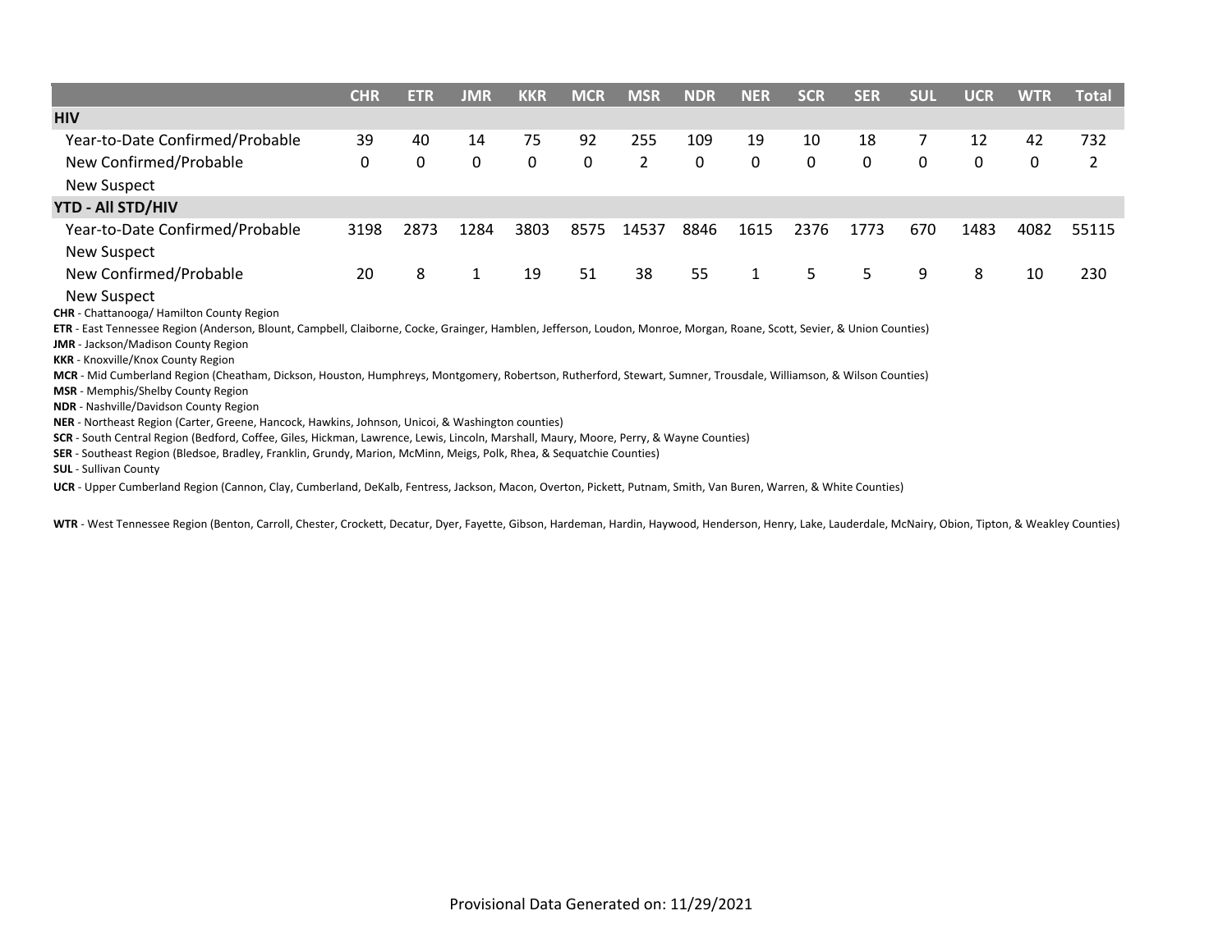| | CHR | ETR | JMR | KKR | MCR | MSR | NDR | NER | SCR | SER | SUL | UCR | WTR | Total |
|---|---|---|---|---|---|---|---|---|---|---|---|---|---|---|
| **HIV** | | | | | | | | | | | | | | |
| Year-to-Date Confirmed/Probable | 39 | 40 | 14 | 75 | 92 | 255 | 109 | 19 | 10 | 18 | 7 | 12 | 42 | 732 |
| New Confirmed/Probable | 0 | 0 | 0 | 0 | 0 | 2 | 0 | 0 | 0 | 0 | 0 | 0 | 0 | 2 |
| New Suspect | | | | | | | | | | | | | | |
| **YTD - All STD/HIV** | | | | | | | | | | | | | | |
| Year-to-Date Confirmed/Probable | 3198 | 2873 | 1284 | 3803 | 8575 | 14537 | 8846 | 1615 | 2376 | 1773 | 670 | 1483 | 4082 | 55115 |
| New Suspect | | | | | | | | | | | | | | |
| New Confirmed/Probable | 20 | 8 | 1 | 19 | 51 | 38 | 55 | 1 | 5 | 5 | 9 | 8 | 10 | 230 |
| New Suspect | | | | | | | | | | | | | | |

**CHR** - Chattanooga/ Hamilton County Region

**ETR** - East Tennessee Region (Anderson, Blount, Campbell, Claiborne, Cocke, Grainger, Hamblen, Jefferson, Loudon, Monroe, Morgan, Roane, Scott, Sevier, & Union Counties)

**JMR** - Jackson/Madison County Region

**KKR** - Knoxville/Knox County Region

**MCR** - Mid Cumberland Region (Cheatham, Dickson, Houston, Humphreys, Montgomery, Robertson, Rutherford, Stewart, Sumner, Trousdale, Williamson, & Wilson Counties)

**MSR** - Memphis/Shelby County Region

**NDR** - Nashville/Davidson County Region

**NER** - Northeast Region (Carter, Greene, Hancock, Hawkins, Johnson, Unicoi, & Washington counties)

**SCR** - South Central Region (Bedford, Coffee, Giles, Hickman, Lawrence, Lewis, Lincoln, Marshall, Maury, Moore, Perry, & Wayne Counties)

**SER** - Southeast Region (Bledsoe, Bradley, Franklin, Grundy, Marion, McMinn, Meigs, Polk, Rhea, & Sequatchie Counties)

**SUL** - Sullivan County

**UCR** - Upper Cumberland Region (Cannon, Clay, Cumberland, DeKalb, Fentress, Jackson, Macon, Overton, Pickett, Putnam, Smith, Van Buren, Warren, & White Counties)

**WTR** - West Tennessee Region (Benton, Carroll, Chester, Crockett, Decatur, Dyer, Fayette, Gibson, Hardeman, Hardin, Haywood, Henderson, Henry, Lake, Lauderdale, McNairy, Obion, Tipton, & Weakley Counties)

Provisional Data Generated on: 11/29/2021